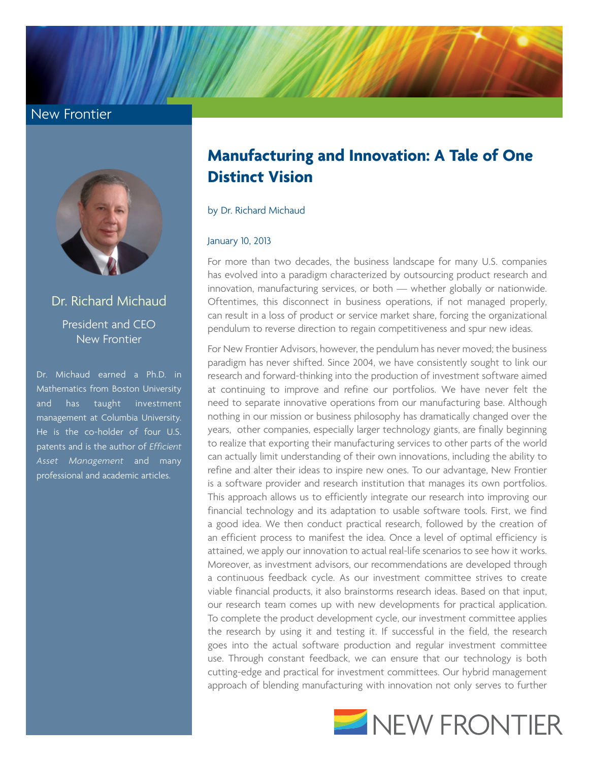New Frontier

Dr. Richard Michaud

President and CEO
New Frontier

Dr. Michaud earned a Ph.D. in Mathematics from Boston University and has taught investment management at Columbia University. He is the co-holder of four U.S. patents and is the author of *Efficient Asset Management* and many professional and academic articles.

# Manufacturing and Innovation: A Tale of One Distinct Vision

by Dr. Richard Michaud

January 10, 2013

For more than two decades, the business landscape for many U.S. companies has evolved into a paradigm characterized by outsourcing product research and innovation, manufacturing services, or both — whether globally or nationwide. Oftentimes, this disconnect in business operations, if not managed properly, can result in a loss of product or service market share, forcing the organizational pendulum to reverse direction to regain competitiveness and spur new ideas.

For New Frontier Advisors, however, the pendulum has never moved; the business paradigm has never shifted. Since 2004, we have consistently sought to link our research and forward-thinking into the production of investment software aimed at continuing to improve and refine our portfolios. We have never felt the need to separate innovative operations from our manufacturing base. Although nothing in our mission or business philosophy has dramatically changed over the years, other companies, especially larger technology giants, are finally beginning to realize that exporting their manufacturing services to other parts of the world can actually limit understanding of their own innovations, including the ability to refine and alter their ideas to inspire new ones. To our advantage, New Frontier is a software provider and research institution that manages its own portfolios. This approach allows us to efficiently integrate our research into improving our financial technology and its adaptation to usable software tools. First, we find a good idea. We then conduct practical research, followed by the creation of an efficient process to manifest the idea. Once a level of optimal efficiency is attained, we apply our innovation to actual real-life scenarios to see how it works. Moreover, as investment advisors, our recommendations are developed through a continuous feedback cycle. As our investment committee strives to create viable financial products, it also brainstorms research ideas. Based on that input, our research team comes up with new developments for practical application. To complete the product development cycle, our investment committee applies the research by using it and testing it. If successful in the field, the research goes into the actual software production and regular investment committee use. Through constant feedback, we can ensure that our technology is both cutting-edge and practical for investment committees. Our hybrid management approach of blending manufacturing with innovation not only serves to further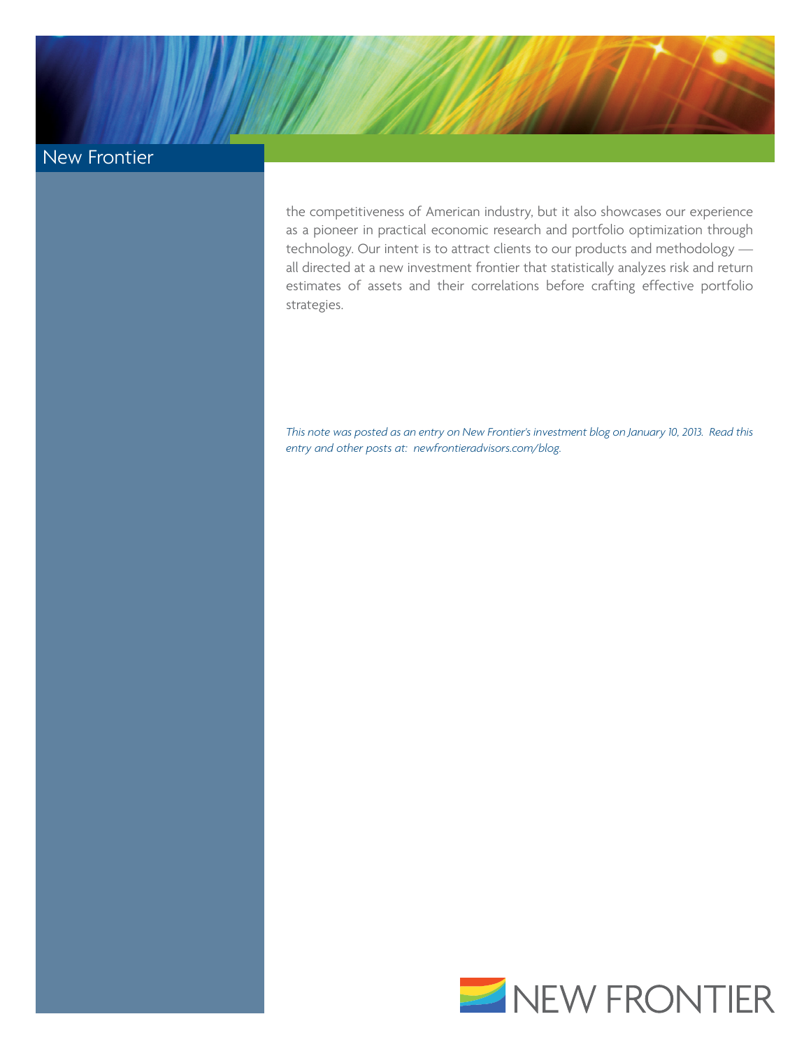the competitiveness of American industry, but it also showcases our experience as a pioneer in practical economic research and portfolio optimization through technology. Our intent is to attract clients to our products and methodology — all directed at a new investment frontier that statistically analyzes risk and return estimates of assets and their correlations before crafting effective portfolio strategies.

*This note was posted as an entry on New Frontier's investment blog on January 10, 2013. Read this entry and other posts at: newfrontieradvisors.com/blog.*